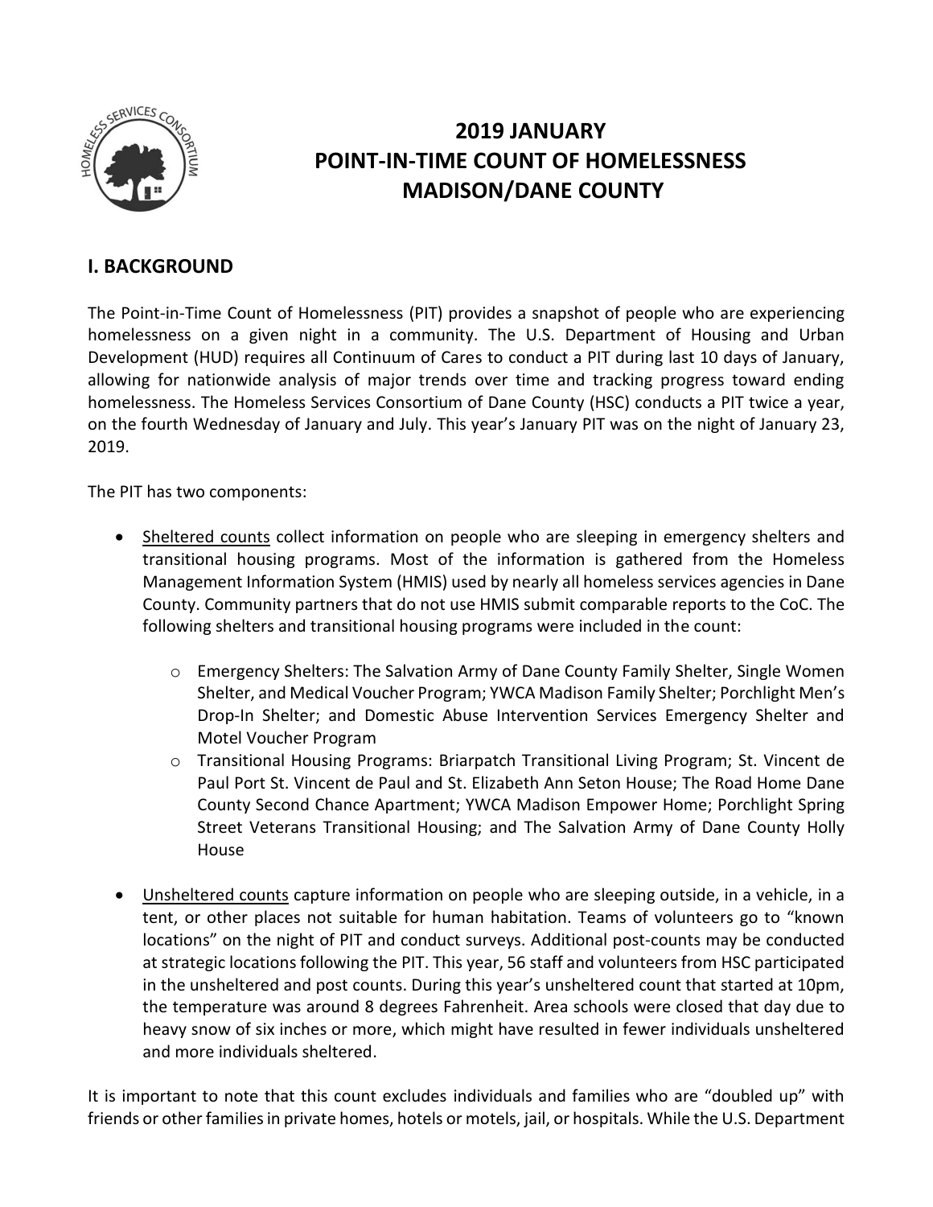# 2019 JANUARY POINT-IN-TIME COUNT OF HOMELESSNESS MADISON/DANE COUNTY

## I. BACKGROUND

The Point-in-Time Count of Homelessness (PIT) provides a snapshot of people who are experiencing homelessness on a given night in a community. The U.S. Department of Housing and Urban Development (HUD) requires all Continuum of Cares to conduct a PIT during last 10 days of January, allowing for nationwide analysis of major trends over time and tracking progress toward ending homelessness. The Homeless Services Consortium of Dane County (HSC) conducts a PIT twice a year, on the fourth Wednesday of January and July. This year's January PIT was on the night of January 23, 2019.

The PIT has two components:

- Sheltered counts collect information on people who are sleeping in emergency shelters and transitional housing programs. Most of the information is gathered from the Homeless Management Information System (HMIS) used by nearly all homeless services agencies in Dane County. Community partners that do not use HMIS submit comparable reports to the CoC. The following shelters and transitional housing programs were included in the count:
  - Emergency Shelters: The Salvation Army of Dane County Family Shelter, Single Women Shelter, and Medical Voucher Program; YWCA Madison Family Shelter; Porchlight Men's Drop-In Shelter; and Domestic Abuse Intervention Services Emergency Shelter and Motel Voucher Program
  - Transitional Housing Programs: Briarpatch Transitional Living Program; St. Vincent de Paul Port St. Vincent de Paul and St. Elizabeth Ann Seton House; The Road Home Dane County Second Chance Apartment; YWCA Madison Empower Home; Porchlight Spring Street Veterans Transitional Housing; and The Salvation Army of Dane County Holly House
- Unsheltered counts capture information on people who are sleeping outside, in a vehicle, in a tent, or other places not suitable for human habitation. Teams of volunteers go to "known locations" on the night of PIT and conduct surveys. Additional post-counts may be conducted at strategic locations following the PIT. This year, 56 staff and volunteers from HSC participated in the unsheltered and post counts. During this year's unsheltered count that started at 10pm, the temperature was around 8 degrees Fahrenheit. Area schools were closed that day due to heavy snow of six inches or more, which might have resulted in fewer individuals unsheltered and more individuals sheltered.

It is important to note that this count excludes individuals and families who are "doubled up" with friends or other families in private homes, hotels or motels, jail, or hospitals. While the U.S. Department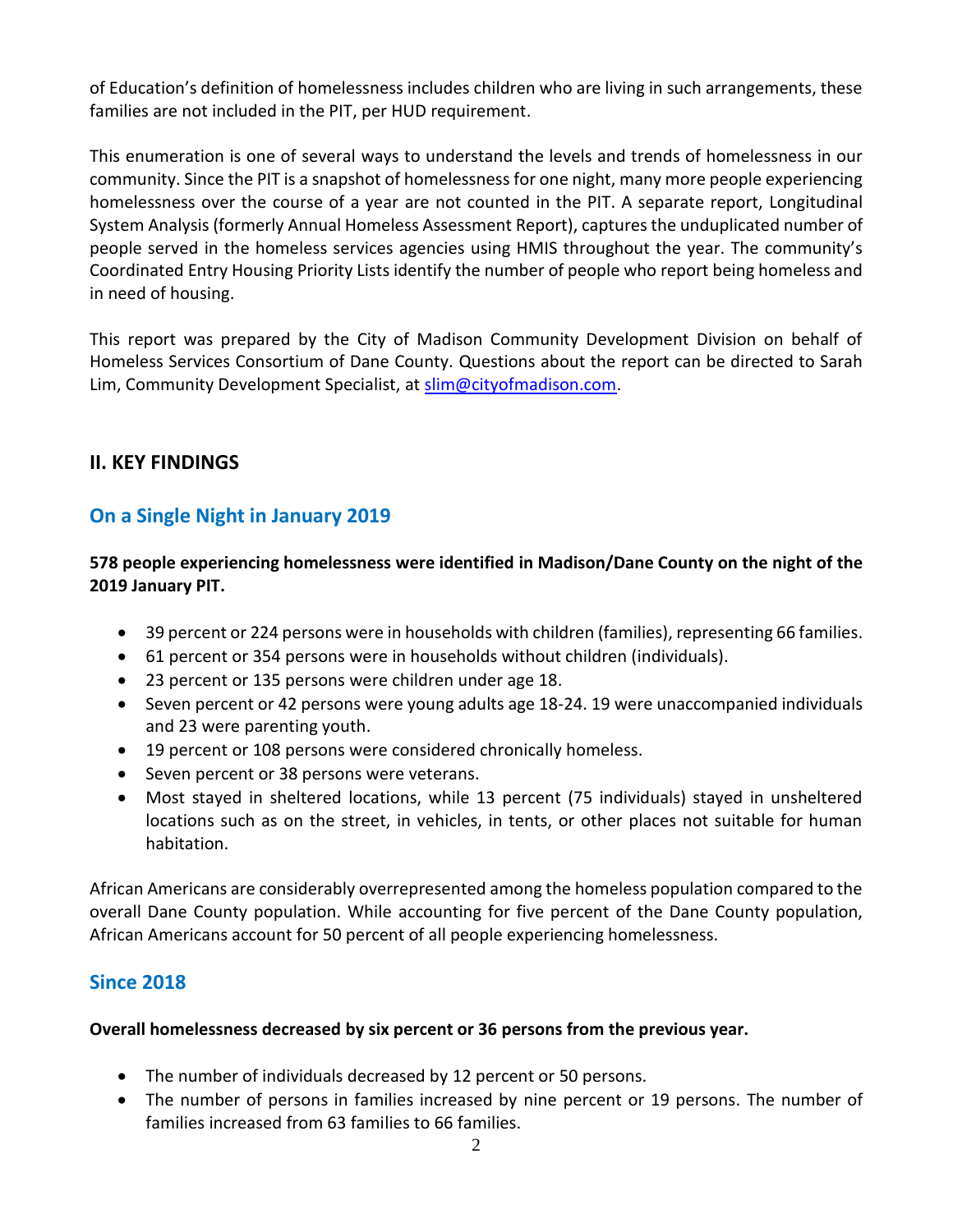of Education's definition of homelessness includes children who are living in such arrangements, these families are not included in the PIT, per HUD requirement.

This enumeration is one of several ways to understand the levels and trends of homelessness in our community. Since the PIT is a snapshot of homelessness for one night, many more people experiencing homelessness over the course of a year are not counted in the PIT. A separate report, Longitudinal System Analysis (formerly Annual Homeless Assessment Report), captures the unduplicated number of people served in the homeless services agencies using HMIS throughout the year. The community's Coordinated Entry Housing Priority Lists identify the number of people who report being homeless and in need of housing.

This report was prepared by the City of Madison Community Development Division on behalf of Homeless Services Consortium of Dane County. Questions about the report can be directed to Sarah Lim, Community Development Specialist, at slim@cityofmadison.com.

## II. KEY FINDINGS

### On a Single Night in January 2019

**578 people experiencing homelessness were identified in Madison/Dane County on the night of the 2019 January PIT.**

- 39 percent or 224 persons were in households with children (families), representing 66 families.
- 61 percent or 354 persons were in households without children (individuals).
- 23 percent or 135 persons were children under age 18.
- Seven percent or 42 persons were young adults age 18-24. 19 were unaccompanied individuals and 23 were parenting youth.
- 19 percent or 108 persons were considered chronically homeless.
- Seven percent or 38 persons were veterans.
- Most stayed in sheltered locations, while 13 percent (75 individuals) stayed in unsheltered locations such as on the street, in vehicles, in tents, or other places not suitable for human habitation.

African Americans are considerably overrepresented among the homeless population compared to the overall Dane County population. While accounting for five percent of the Dane County population, African Americans account for 50 percent of all people experiencing homelessness.

### Since 2018

**Overall homelessness decreased by six percent or 36 persons from the previous year.**

- The number of individuals decreased by 12 percent or 50 persons.
- The number of persons in families increased by nine percent or 19 persons. The number of families increased from 63 families to 66 families.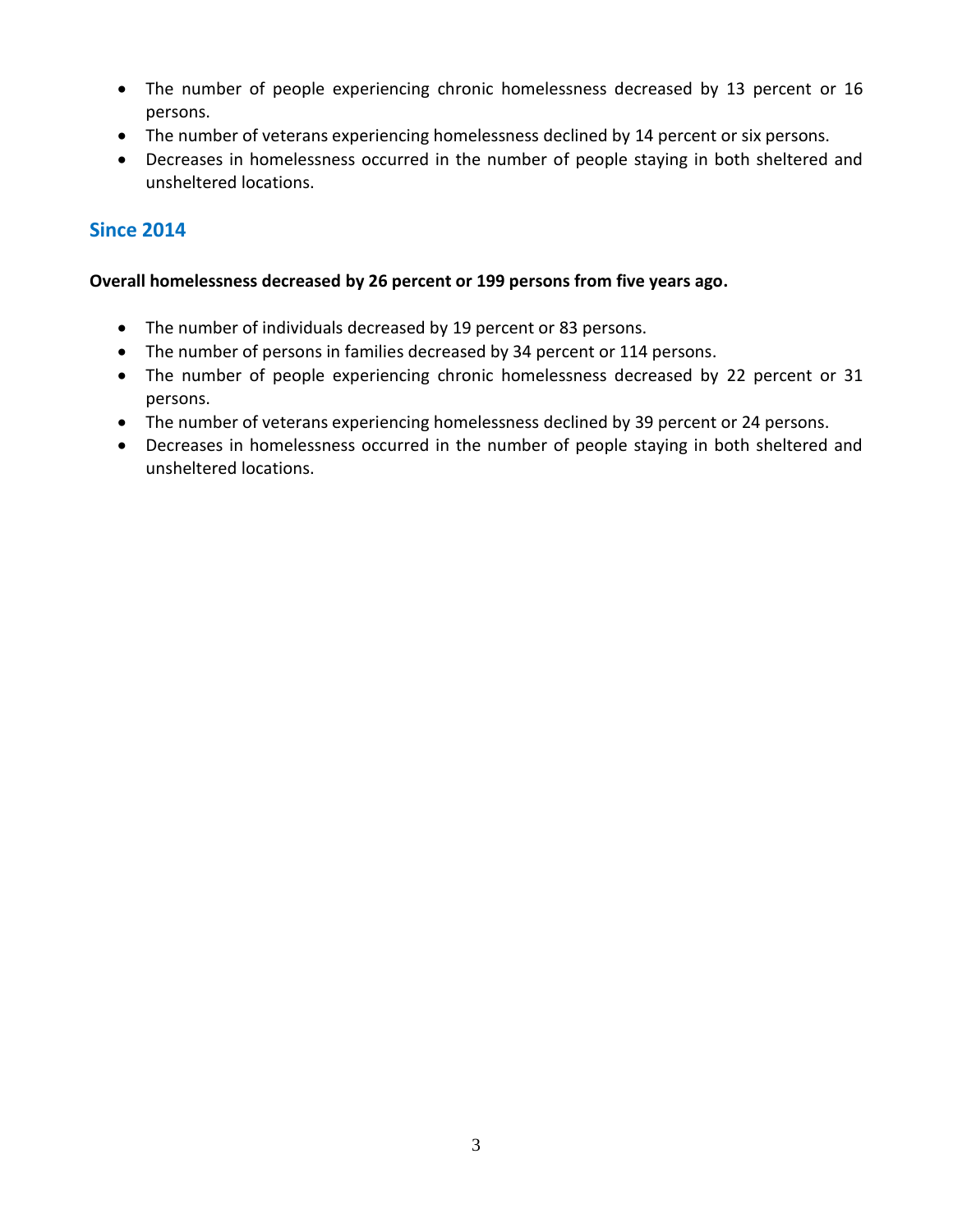- The number of people experiencing chronic homelessness decreased by 13 percent or 16 persons.
- The number of veterans experiencing homelessness declined by 14 percent or six persons.
- Decreases in homelessness occurred in the number of people staying in both sheltered and unsheltered locations.

## Since 2014

**Overall homelessness decreased by 26 percent or 199 persons from five years ago.**

- The number of individuals decreased by 19 percent or 83 persons.
- The number of persons in families decreased by 34 percent or 114 persons.
- The number of people experiencing chronic homelessness decreased by 22 percent or 31 persons.
- The number of veterans experiencing homelessness declined by 39 percent or 24 persons.
- Decreases in homelessness occurred in the number of people staying in both sheltered and unsheltered locations.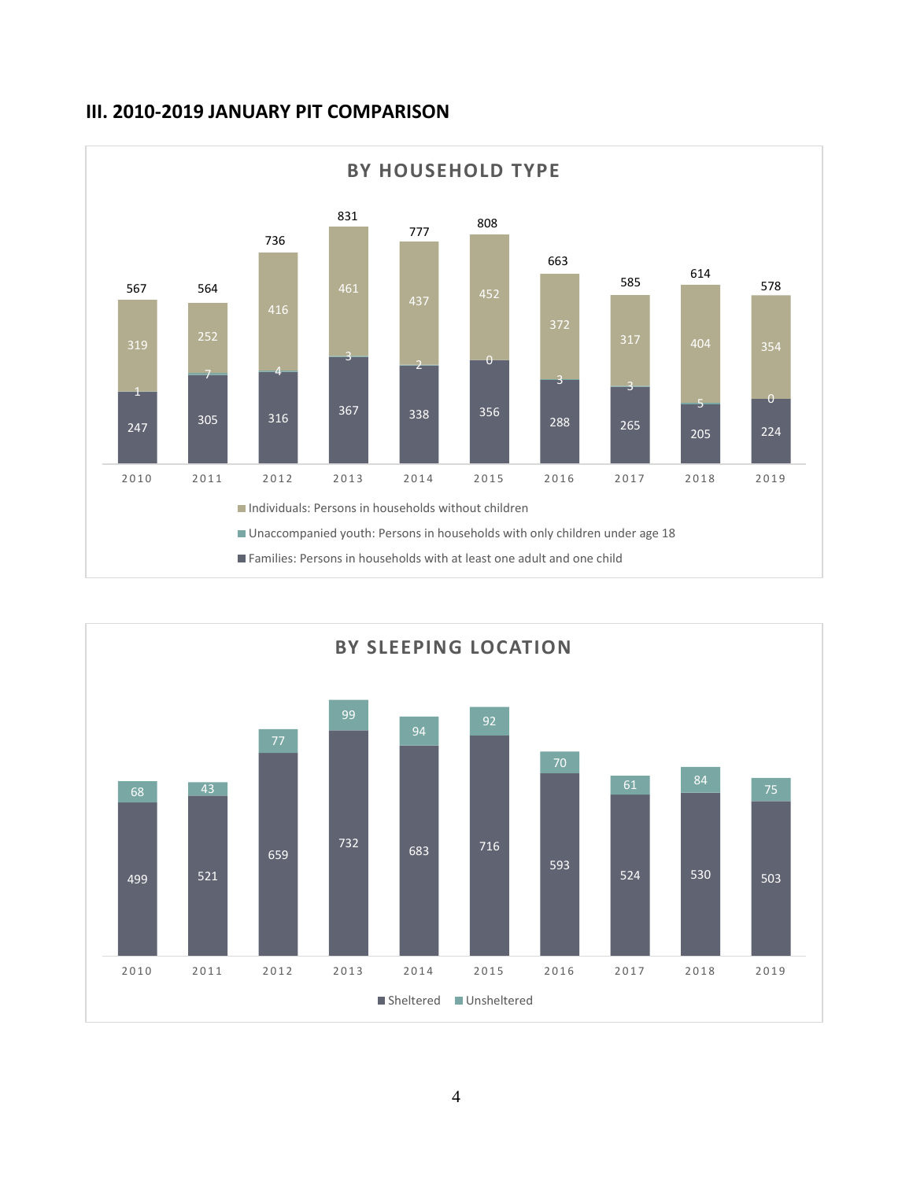## III. 2010-2019 JANUARY PIT COMPARISON

**BY HOUSEHOLD TYPE**

| Year | Families: Persons in households with at least one adult and one child | Unaccompanied youth: Persons in households with only children under age 18 | Individuals: Persons in households without children | Total |
|---|---|---|---|---|
| 2010 | 247 | 1 | 319 | 567 |
| 2011 | 305 | 7 | 252 | 564 |
| 2012 | 316 | 4 | 416 | 736 |
| 2013 | 367 | 3 | 461 | 831 |
| 2014 | 338 | 2 | 437 | 777 |
| 2015 | 356 | 0 | 452 | 808 |
| 2016 | 288 | 3 | 372 | 663 |
| 2017 | 265 | 3 | 317 | 585 |
| 2018 | 205 | 5 | 404 | 614 |
| 2019 | 224 | 0 | 354 | 578 |

**BY SLEEPING LOCATION**

| Year | Sheltered | Unsheltered |
|---|---|---|
| 2010 | 499 | 68 |
| 2011 | 521 | 43 |
| 2012 | 659 | 77 |
| 2013 | 732 | 99 |
| 2014 | 683 | 94 |
| 2015 | 716 | 92 |
| 2016 | 593 | 70 |
| 2017 | 524 | 61 |
| 2018 | 530 | 84 |
| 2019 | 503 | 75 |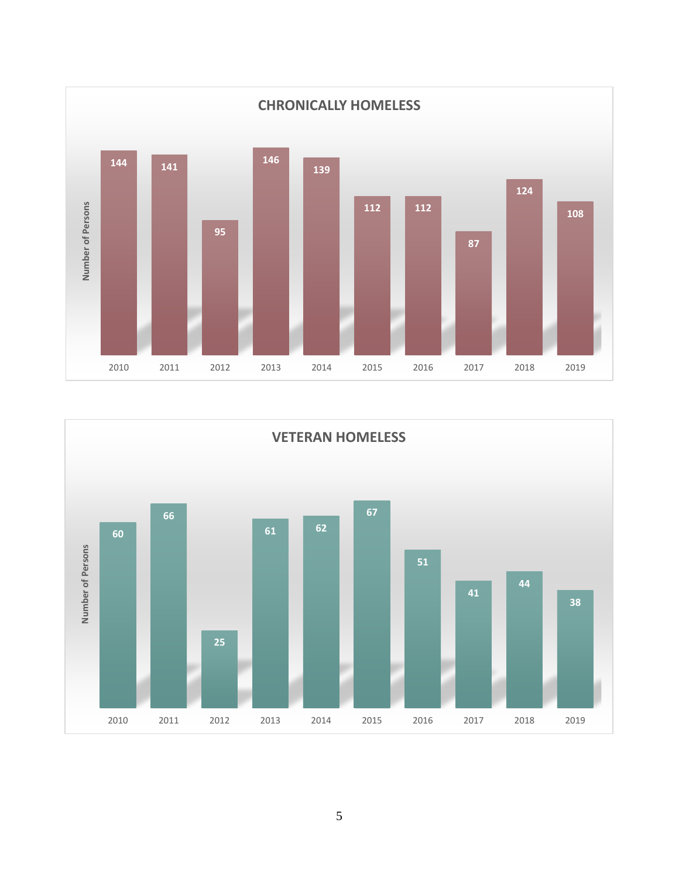## CHRONICALLY HOMELESS

| Year | Number of Persons |
|---|---|
| 2010 | 144 |
| 2011 | 141 |
| 2012 | 95 |
| 2013 | 146 |
| 2014 | 139 |
| 2015 | 112 |
| 2016 | 112 |
| 2017 | 87 |
| 2018 | 124 |
| 2019 | 108 |

## VETERAN HOMELESS

| Year | Number of Persons |
|---|---|
| 2010 | 60 |
| 2011 | 66 |
| 2012 | 25 |
| 2013 | 61 |
| 2014 | 62 |
| 2015 | 67 |
| 2016 | 51 |
| 2017 | 41 |
| 2018 | 44 |
| 2019 | 38 |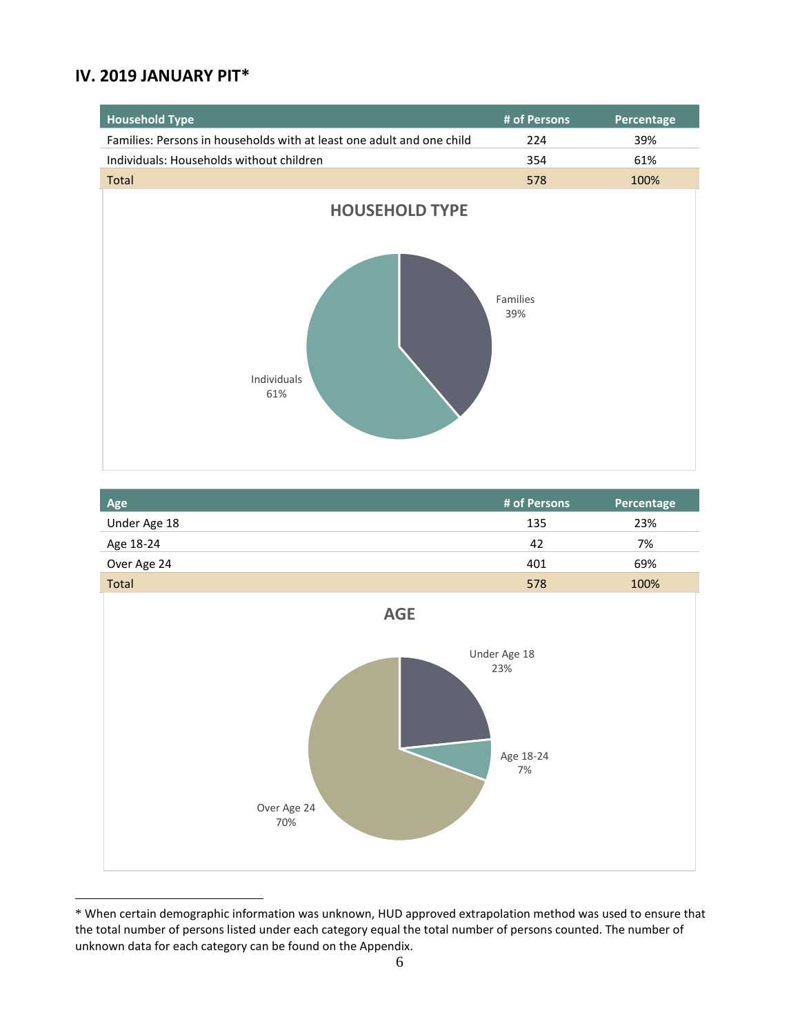## IV. 2019 JANUARY PIT*

| Household Type | # of Persons | Percentage |
|---|---|---|
| Families: Persons in households with at least one adult and one child | 224 | 39% |
| Individuals: Households without children | 354 | 61% |
| Total | 578 | 100% |

HOUSEHOLD TYPE

Families 39%

Individuals 61%

| Age | # of Persons | Percentage |
|---|---|---|
| Under Age 18 | 135 | 23% |
| Age 18-24 | 42 | 7% |
| Over Age 24 | 401 | 69% |
| Total | 578 | 100% |

AGE

Under Age 18 23%

Age 18-24 7%

Over Age 24 70%

* When certain demographic information was unknown, HUD approved extrapolation method was used to ensure that the total number of persons listed under each category equal the total number of persons counted. The number of unknown data for each category can be found on the Appendix.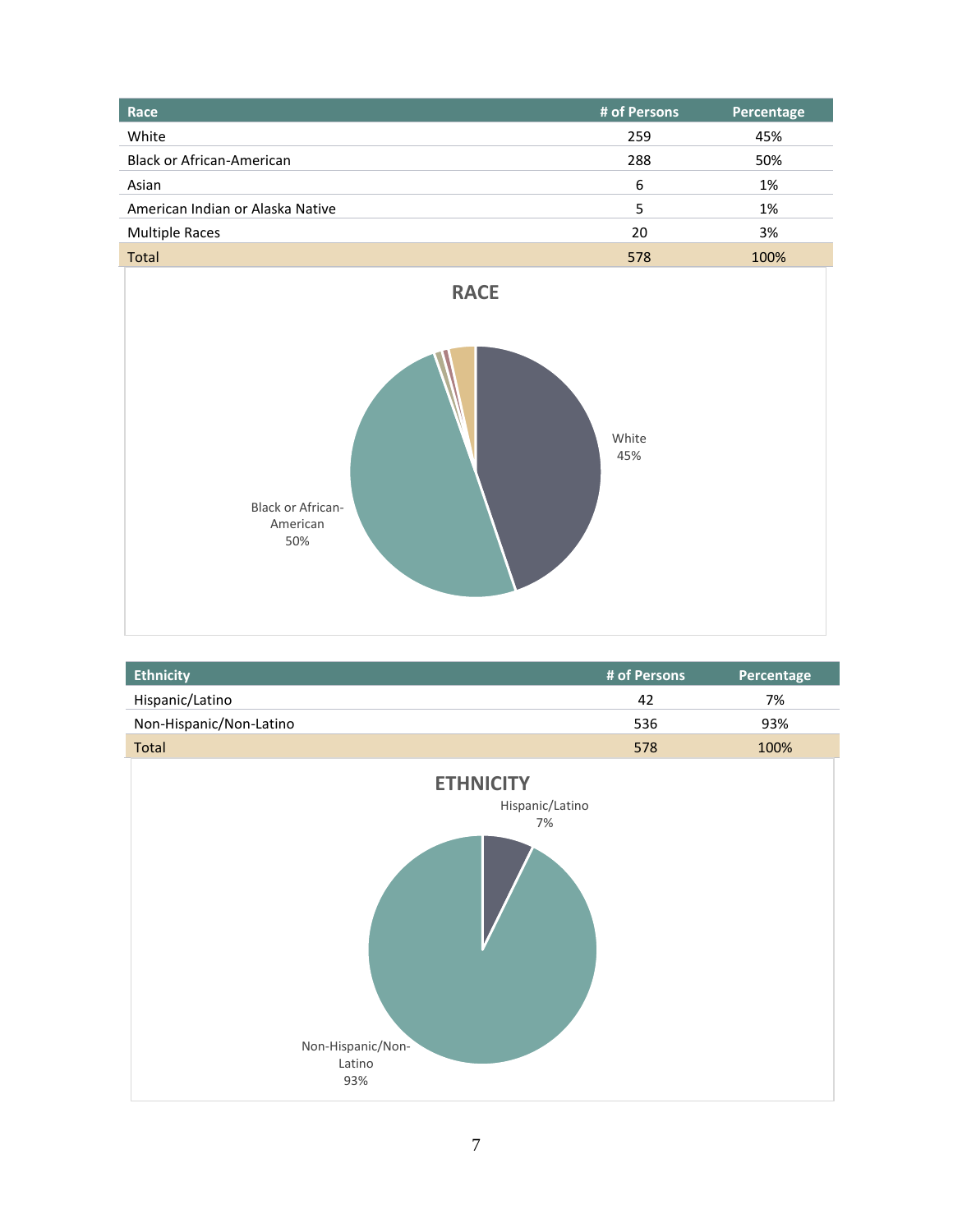| Race | # of Persons | Percentage |
| --- | --- | --- |
| White | 259 | 45% |
| Black or African-American | 288 | 50% |
| Asian | 6 | 1% |
| American Indian or Alaska Native | 5 | 1% |
| Multiple Races | 20 | 3% |
| Total | 578 | 100% |

**RACE**

White 45%

Black or African-American 50%

| Ethnicity | # of Persons | Percentage |
| --- | --- | --- |
| Hispanic/Latino | 42 | 7% |
| Non-Hispanic/Non-Latino | 536 | 93% |
| Total | 578 | 100% |

**ETHNICITY**

Hispanic/Latino 7%

Non-Hispanic/Non-Latino 93%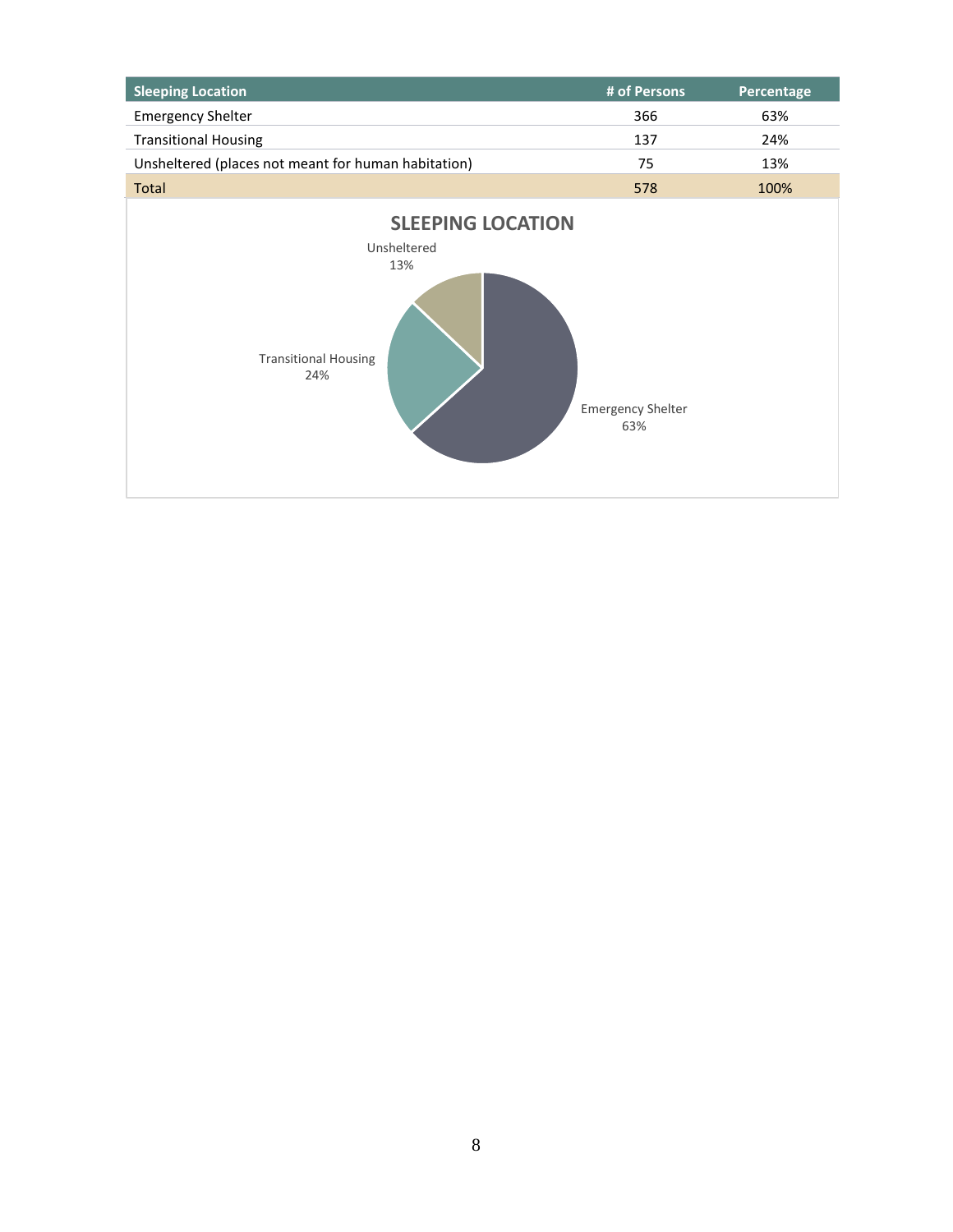| Sleeping Location | # of Persons | Percentage |
|---|---|---|
| Emergency Shelter | 366 | 63% |
| Transitional Housing | 137 | 24% |
| Unsheltered (places not meant for human habitation) | 75 | 13% |
| Total | 578 | 100% |

**SLEEPING LOCATION**

Unsheltered 13%

Transitional Housing 24%

Emergency Shelter 63%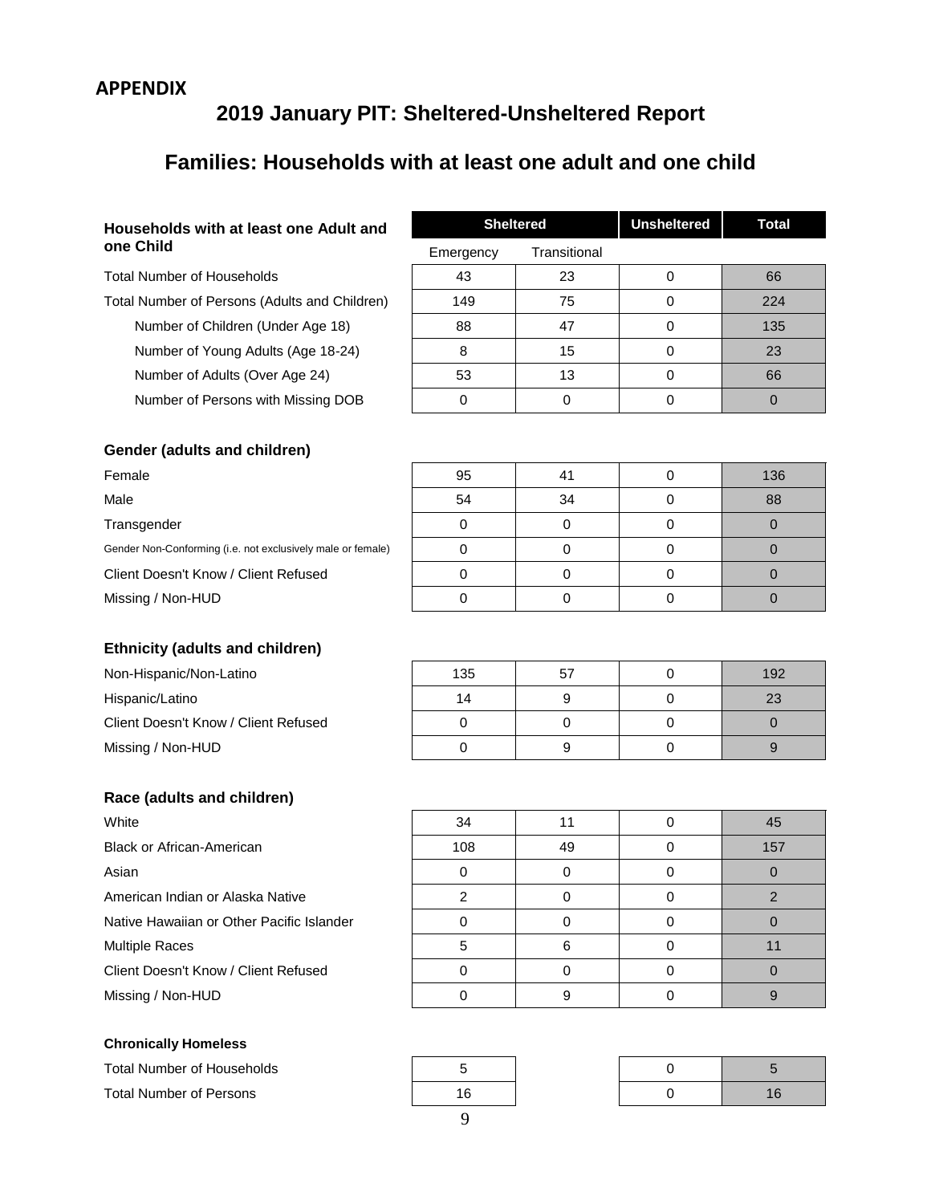**APPENDIX**

# 2019 January PIT: Sheltered-Unsheltered Report

## Families: Households with at least one adult and one child

| Households with at least one Adult and one Child | Sheltered | | Unsheltered | Total |
|---|---|---|---|---|
| | Emergency | Transitional | | |
| Total Number of Households | 43 | 23 | 0 | 66 |
| Total Number of Persons (Adults and Children) | 149 | 75 | 0 | 224 |
| Number of Children (Under Age 18) | 88 | 47 | 0 | 135 |
| Number of Young Adults (Age 18-24) | 8 | 15 | 0 | 23 |
| Number of Adults (Over Age 24) | 53 | 13 | 0 | 66 |
| Number of Persons with Missing DOB | 0 | 0 | 0 | 0 |
| **Gender (adults and children)** | | | | |
| Female | 95 | 41 | 0 | 136 |
| Male | 54 | 34 | 0 | 88 |
| Transgender | 0 | 0 | 0 | 0 |
| Gender Non-Conforming (i.e. not exclusively male or female) | 0 | 0 | 0 | 0 |
| Client Doesn't Know / Client Refused | 0 | 0 | 0 | 0 |
| Missing / Non-HUD | 0 | 0 | 0 | 0 |
| **Ethnicity (adults and children)** | | | | |
| Non-Hispanic/Non-Latino | 135 | 57 | 0 | 192 |
| Hispanic/Latino | 14 | 9 | 0 | 23 |
| Client Doesn't Know / Client Refused | 0 | 0 | 0 | 0 |
| Missing / Non-HUD | 0 | 9 | 0 | 9 |
| **Race (adults and children)** | | | | |
| White | 34 | 11 | 0 | 45 |
| Black or African-American | 108 | 49 | 0 | 157 |
| Asian | 0 | 0 | 0 | 0 |
| American Indian or Alaska Native | 2 | 0 | 0 | 2 |
| Native Hawaiian or Other Pacific Islander | 0 | 0 | 0 | 0 |
| Multiple Races | 5 | 6 | 0 | 11 |
| Client Doesn't Know / Client Refused | 0 | 0 | 0 | 0 |
| Missing / Non-HUD | 0 | 9 | 0 | 9 |
| **Chronically Homeless** | | | | |
| Total Number of Households | 5 | | 0 | 5 |
| Total Number of Persons | 16 | | 0 | 16 |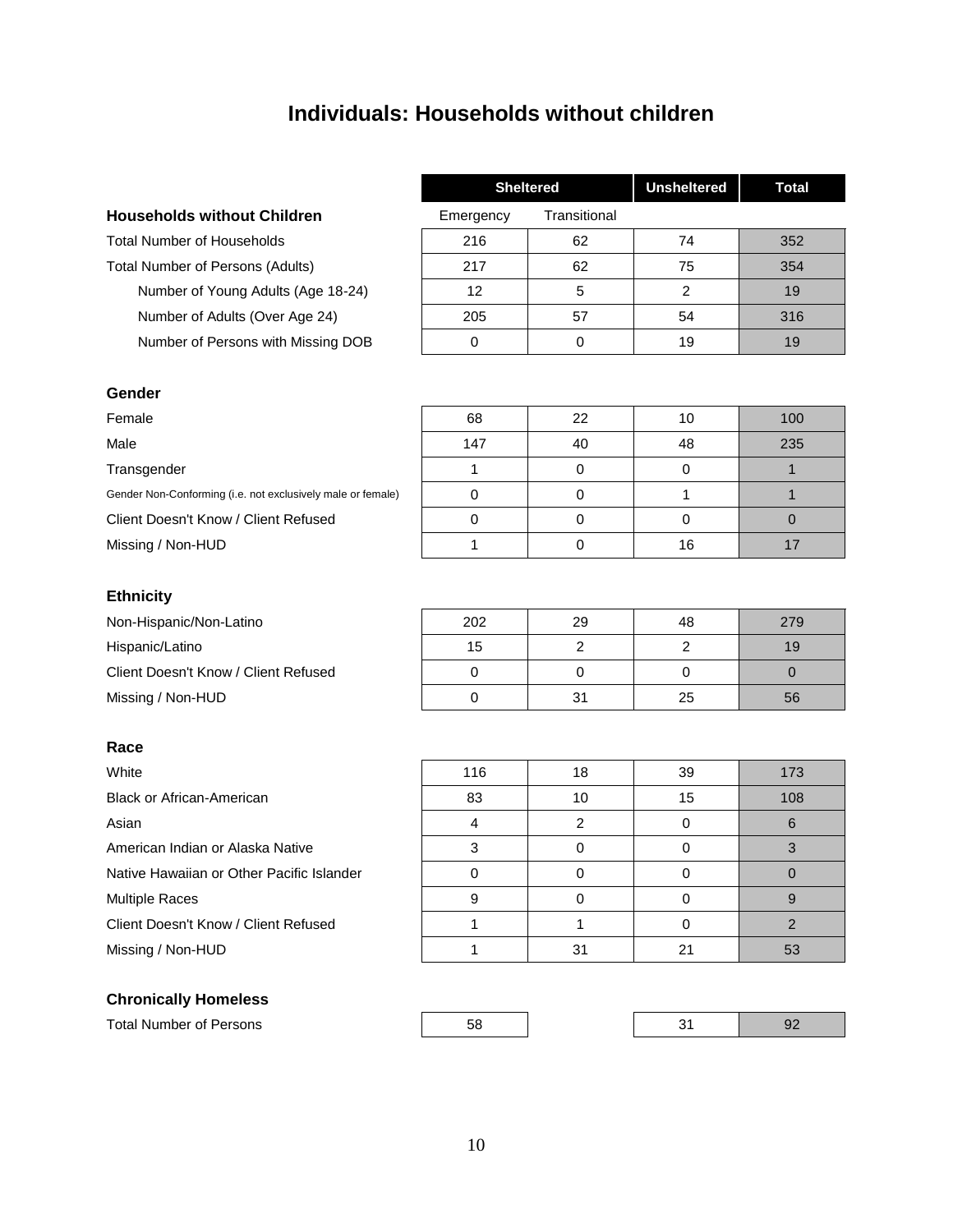# Individuals: Households without children

| Households without Children | Sheltered: Emergency | Sheltered: Transitional | Unsheltered | Total |
|---|---|---|---|---|
| Total Number of Households | 216 | 62 | 74 | 352 |
| Total Number of Persons (Adults) | 217 | 62 | 75 | 354 |
| Number of Young Adults (Age 18-24) | 12 | 5 | 2 | 19 |
| Number of Adults (Over Age 24) | 205 | 57 | 54 | 316 |
| Number of Persons with Missing DOB | 0 | 0 | 19 | 19 |

| Gender | Emergency | Transitional | Unsheltered | Total |
|---|---|---|---|---|
| Female | 68 | 22 | 10 | 100 |
| Male | 147 | 40 | 48 | 235 |
| Transgender | 1 | 0 | 0 | 1 |
| Gender Non-Conforming (i.e. not exclusively male or female) | 0 | 0 | 1 | 1 |
| Client Doesn't Know / Client Refused | 0 | 0 | 0 | 0 |
| Missing / Non-HUD | 1 | 0 | 16 | 17 |

| Ethnicity | Emergency | Transitional | Unsheltered | Total |
|---|---|---|---|---|
| Non-Hispanic/Non-Latino | 202 | 29 | 48 | 279 |
| Hispanic/Latino | 15 | 2 | 2 | 19 |
| Client Doesn't Know / Client Refused | 0 | 0 | 0 | 0 |
| Missing / Non-HUD | 0 | 31 | 25 | 56 |

| Race | Emergency | Transitional | Unsheltered | Total |
|---|---|---|---|---|
| White | 116 | 18 | 39 | 173 |
| Black or African-American | 83 | 10 | 15 | 108 |
| Asian | 4 | 2 | 0 | 6 |
| American Indian or Alaska Native | 3 | 0 | 0 | 3 |
| Native Hawaiian or Other Pacific Islander | 0 | 0 | 0 | 0 |
| Multiple Races | 9 | 0 | 0 | 9 |
| Client Doesn't Know / Client Refused | 1 | 1 | 0 | 2 |
| Missing / Non-HUD | 1 | 31 | 21 | 53 |

| Chronically Homeless | Emergency | Transitional | Unsheltered | Total |
|---|---|---|---|---|
| Total Number of Persons | 58 | | 31 | 92 |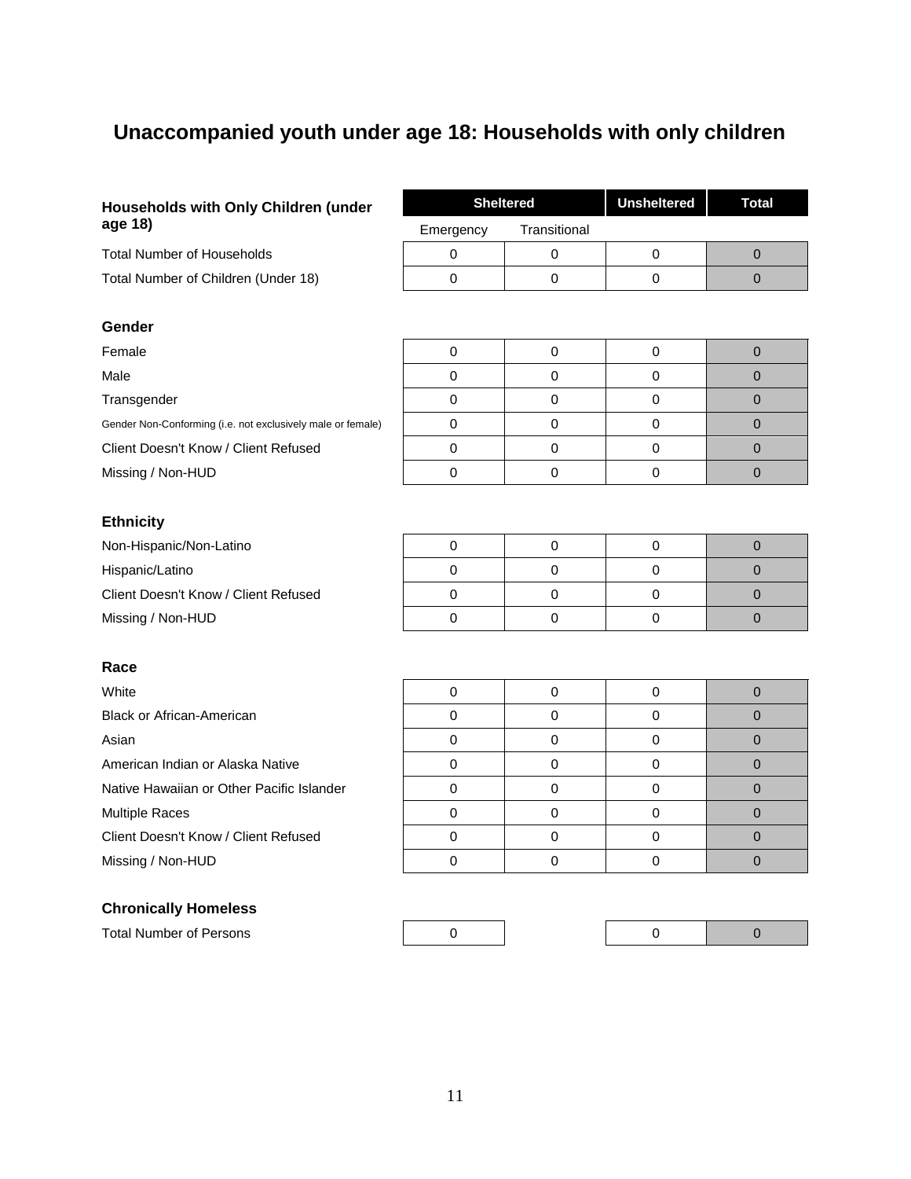## Unaccompanied youth under age 18: Households with only children

| Households with Only Children (under age 18) | Sheltered | | Unsheltered | Total |
|---|---|---|---|---|
| | Emergency | Transitional | | |
| Total Number of Households | 0 | 0 | 0 | 0 |
| Total Number of Children (Under 18) | 0 | 0 | 0 | 0 |
| **Gender** | | | | |
| Female | 0 | 0 | 0 | 0 |
| Male | 0 | 0 | 0 | 0 |
| Transgender | 0 | 0 | 0 | 0 |
| Gender Non-Conforming (i.e. not exclusively male or female) | 0 | 0 | 0 | 0 |
| Client Doesn't Know / Client Refused | 0 | 0 | 0 | 0 |
| Missing / Non-HUD | 0 | 0 | 0 | 0 |
| **Ethnicity** | | | | |
| Non-Hispanic/Non-Latino | 0 | 0 | 0 | 0 |
| Hispanic/Latino | 0 | 0 | 0 | 0 |
| Client Doesn't Know / Client Refused | 0 | 0 | 0 | 0 |
| Missing / Non-HUD | 0 | 0 | 0 | 0 |
| **Race** | | | | |
| White | 0 | 0 | 0 | 0 |
| Black or African-American | 0 | 0 | 0 | 0 |
| Asian | 0 | 0 | 0 | 0 |
| American Indian or Alaska Native | 0 | 0 | 0 | 0 |
| Native Hawaiian or Other Pacific Islander | 0 | 0 | 0 | 0 |
| Multiple Races | 0 | 0 | 0 | 0 |
| Client Doesn't Know / Client Refused | 0 | 0 | 0 | 0 |
| Missing / Non-HUD | 0 | 0 | 0 | 0 |
| **Chronically Homeless** | | | | |
| Total Number of Persons | 0 | | 0 | 0 |